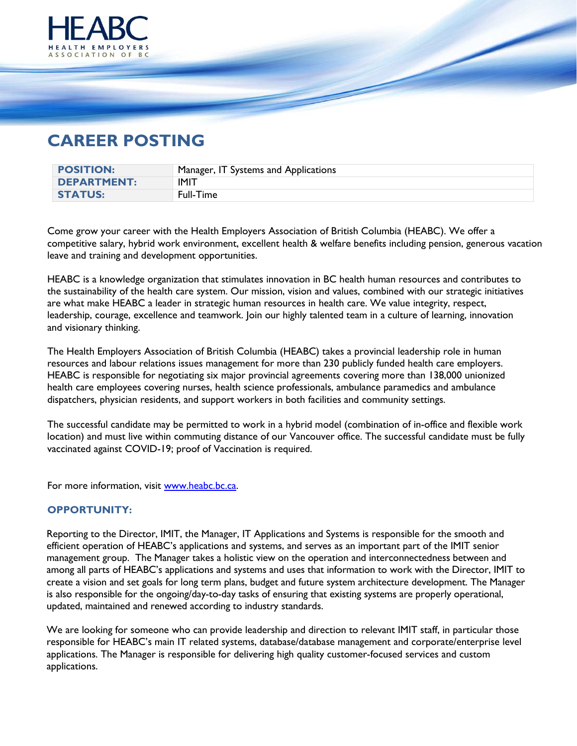HEABC

HEALTH EMPLOYERS ASSOCIATION OF BC

# CAREER POSTING

| | |
|---|---|
| **POSITION:** | Manager, IT Systems and Applications |
| **DEPARTMENT:** | IMIT |
| **STATUS:** | Full-Time |

Come grow your career with the Health Employers Association of British Columbia (HEABC). We offer a competitive salary, hybrid work environment, excellent health & welfare benefits including pension, generous vacation leave and training and development opportunities.

HEABC is a knowledge organization that stimulates innovation in BC health human resources and contributes to the sustainability of the health care system. Our mission, vision and values, combined with our strategic initiatives are what make HEABC a leader in strategic human resources in health care. We value integrity, respect, leadership, courage, excellence and teamwork. Join our highly talented team in a culture of learning, innovation and visionary thinking.

The Health Employers Association of British Columbia (HEABC) takes a provincial leadership role in human resources and labour relations issues management for more than 230 publicly funded health care employers. HEABC is responsible for negotiating six major provincial agreements covering more than 138,000 unionized health care employees covering nurses, health science professionals, ambulance paramedics and ambulance dispatchers, physician residents, and support workers in both facilities and community settings.

The successful candidate may be permitted to work in a hybrid model (combination of in-office and flexible work location) and must live within commuting distance of our Vancouver office. The successful candidate must be fully vaccinated against COVID-19; proof of Vaccination is required.

For more information, visit [www.heabc.bc.ca](www.heabc.bc.ca).

## OPPORTUNITY:

Reporting to the Director, IMIT, the Manager, IT Applications and Systems is responsible for the smooth and efficient operation of HEABC's applications and systems, and serves as an important part of the IMIT senior management group. The Manager takes a holistic view on the operation and interconnectedness between and among all parts of HEABC's applications and systems and uses that information to work with the Director, IMIT to create a vision and set goals for long term plans, budget and future system architecture development. The Manager is also responsible for the ongoing/day-to-day tasks of ensuring that existing systems are properly operational, updated, maintained and renewed according to industry standards.

We are looking for someone who can provide leadership and direction to relevant IMIT staff, in particular those responsible for HEABC's main IT related systems, database/database management and corporate/enterprise level applications. The Manager is responsible for delivering high quality customer-focused services and custom applications.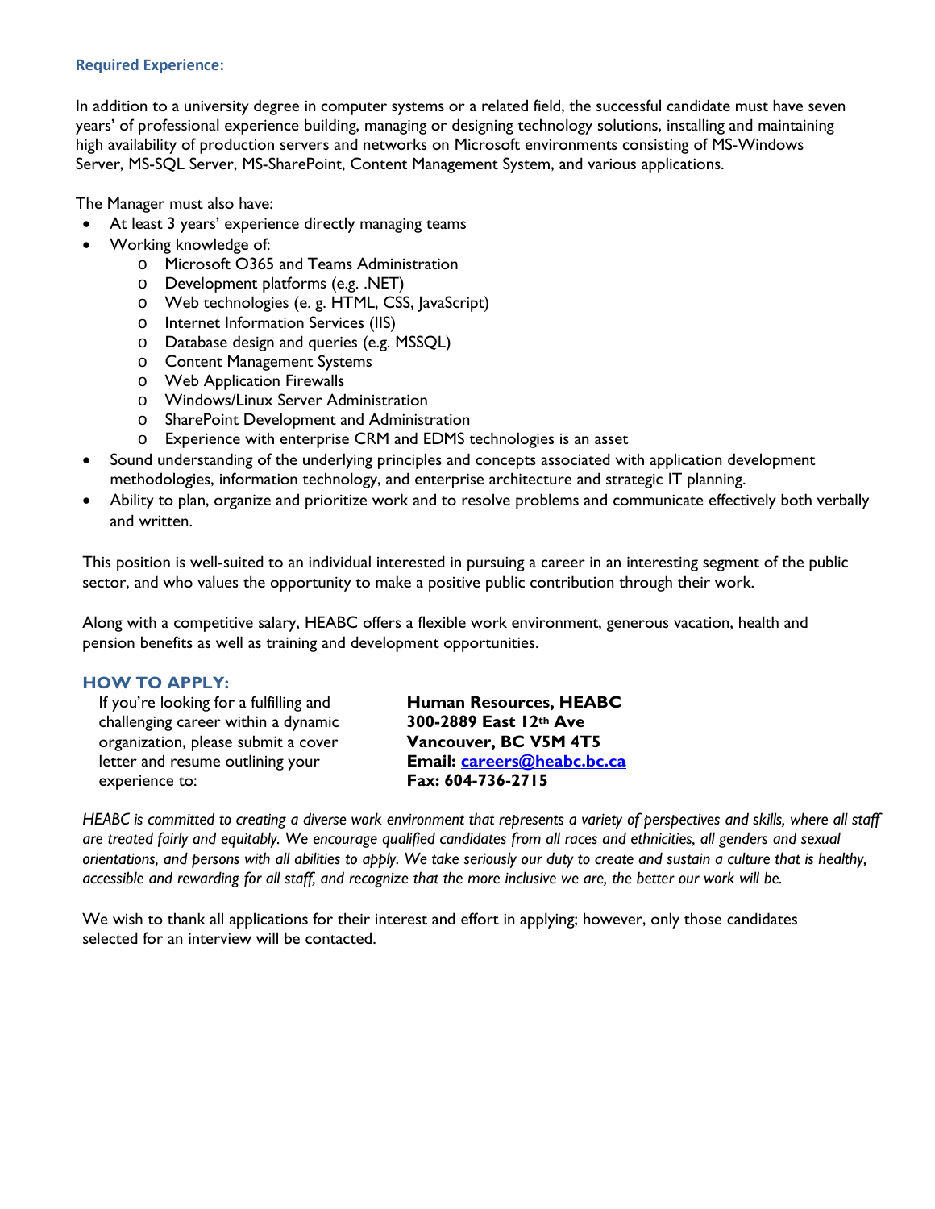### Required Experience:

In addition to a university degree in computer systems or a related field, the successful candidate must have seven years' of professional experience building, managing or designing technology solutions, installing and maintaining high availability of production servers and networks on Microsoft environments consisting of MS-Windows Server, MS-SQL Server, MS-SharePoint, Content Management System, and various applications.

The Manager must also have:

- At least 3 years' experience directly managing teams
- Working knowledge of:
  - Microsoft O365 and Teams Administration
  - Development platforms (e.g. .NET)
  - Web technologies (e. g. HTML, CSS, JavaScript)
  - Internet Information Services (IIS)
  - Database design and queries (e.g. MSSQL)
  - Content Management Systems
  - Web Application Firewalls
  - Windows/Linux Server Administration
  - SharePoint Development and Administration
  - Experience with enterprise CRM and EDMS technologies is an asset
- Sound understanding of the underlying principles and concepts associated with application development methodologies, information technology, and enterprise architecture and strategic IT planning.
- Ability to plan, organize and prioritize work and to resolve problems and communicate effectively both verbally and written.

This position is well-suited to an individual interested in pursuing a career in an interesting segment of the public sector, and who values the opportunity to make a positive public contribution through their work.

Along with a competitive salary, HEABC offers a flexible work environment, generous vacation, health and pension benefits as well as training and development opportunities.

### HOW TO APPLY:

If you're looking for a fulfilling and challenging career within a dynamic organization, please submit a cover letter and resume outlining your experience to:

**Human Resources, HEABC**
**300-2889 East 12th Ave**
**Vancouver, BC V5M 4T5**
**Email: careers@heabc.bc.ca**
**Fax: 604-736-2715**

*HEABC is committed to creating a diverse work environment that represents a variety of perspectives and skills, where all staff are treated fairly and equitably. We encourage qualified candidates from all races and ethnicities, all genders and sexual orientations, and persons with all abilities to apply. We take seriously our duty to create and sustain a culture that is healthy, accessible and rewarding for all staff, and recognize that the more inclusive we are, the better our work will be.*

We wish to thank all applications for their interest and effort in applying; however, only those candidates selected for an interview will be contacted.